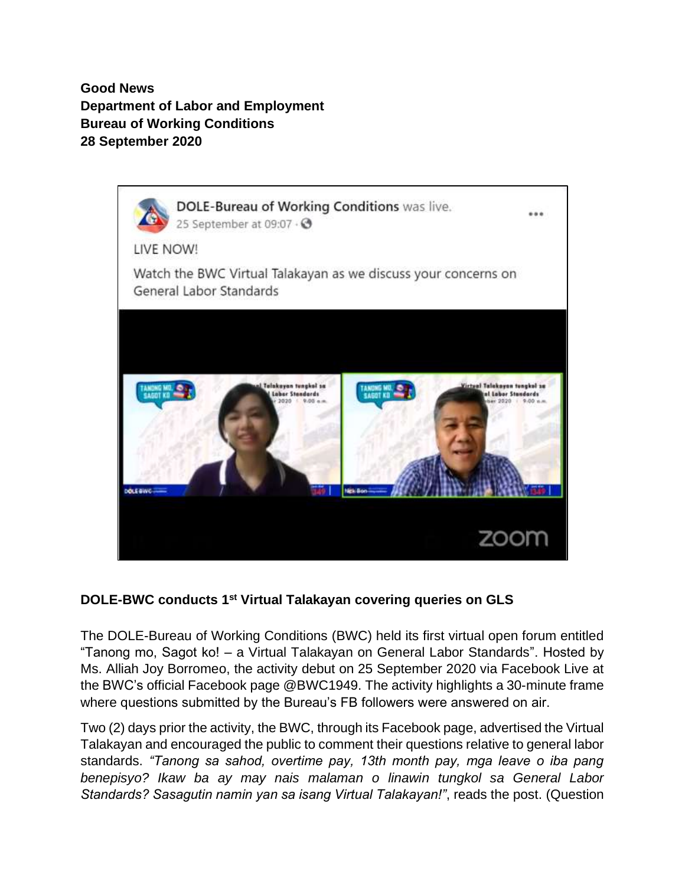**Good News**
**Department of Labor and Employment**
**Bureau of Working Conditions**
**28 September 2020**

## DOLE-BWC conducts 1st Virtual Talakayan covering queries on GLS

The DOLE-Bureau of Working Conditions (BWC) held its first virtual open forum entitled "Tanong mo, Sagot ko! – a Virtual Talakayan on General Labor Standards". Hosted by Ms. Alliah Joy Borromeo, the activity debut on 25 September 2020 via Facebook Live at the BWC's official Facebook page @BWC1949. The activity highlights a 30-minute frame where questions submitted by the Bureau's FB followers were answered on air.

Two (2) days prior the activity, the BWC, through its Facebook page, advertised the Virtual Talakayan and encouraged the public to comment their questions relative to general labor standards. *"Tanong sa sahod, overtime pay, 13th month pay, mga leave o iba pang benepisyo? Ikaw ba ay may nais malaman o linawin tungkol sa General Labor Standards? Sasagutin namin yan sa isang Virtual Talakayan!"*, reads the post. (Question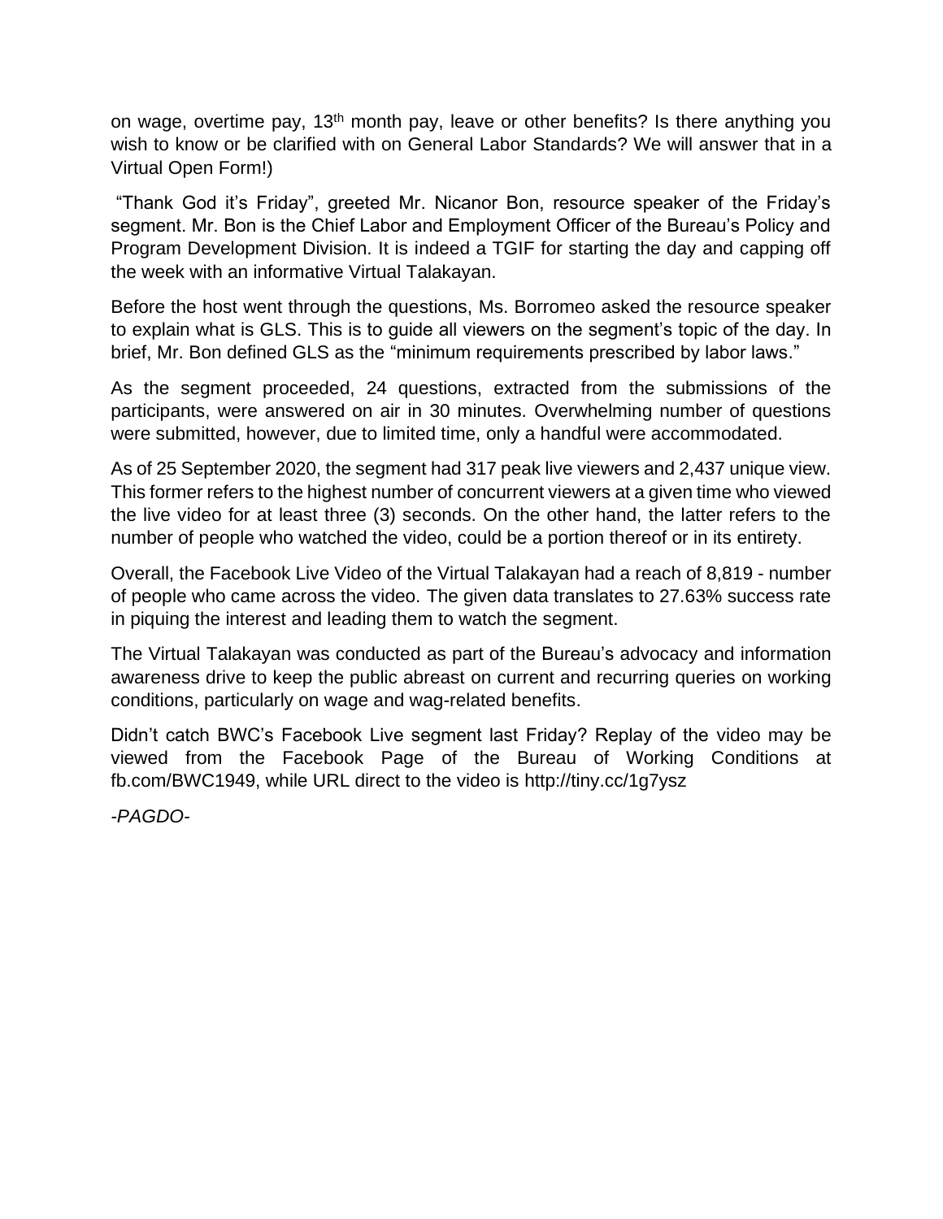on wage, overtime pay, 13th month pay, leave or other benefits? Is there anything you wish to know or be clarified with on General Labor Standards? We will answer that in a Virtual Open Form!)

"Thank God it's Friday", greeted Mr. Nicanor Bon, resource speaker of the Friday's segment. Mr. Bon is the Chief Labor and Employment Officer of the Bureau's Policy and Program Development Division. It is indeed a TGIF for starting the day and capping off the week with an informative Virtual Talakayan.

Before the host went through the questions, Ms. Borromeo asked the resource speaker to explain what is GLS. This is to guide all viewers on the segment's topic of the day. In brief, Mr. Bon defined GLS as the "minimum requirements prescribed by labor laws."

As the segment proceeded, 24 questions, extracted from the submissions of the participants, were answered on air in 30 minutes. Overwhelming number of questions were submitted, however, due to limited time, only a handful were accommodated.

As of 25 September 2020, the segment had 317 peak live viewers and 2,437 unique view. This former refers to the highest number of concurrent viewers at a given time who viewed the live video for at least three (3) seconds. On the other hand, the latter refers to the number of people who watched the video, could be a portion thereof or in its entirety.

Overall, the Facebook Live Video of the Virtual Talakayan had a reach of 8,819 - number of people who came across the video. The given data translates to 27.63% success rate in piquing the interest and leading them to watch the segment.

The Virtual Talakayan was conducted as part of the Bureau's advocacy and information awareness drive to keep the public abreast on current and recurring queries on working conditions, particularly on wage and wag-related benefits.

Didn't catch BWC's Facebook Live segment last Friday? Replay of the video may be viewed from the Facebook Page of the Bureau of Working Conditions at fb.com/BWC1949, while URL direct to the video is http://tiny.cc/1g7ysz

*-PAGDO-*